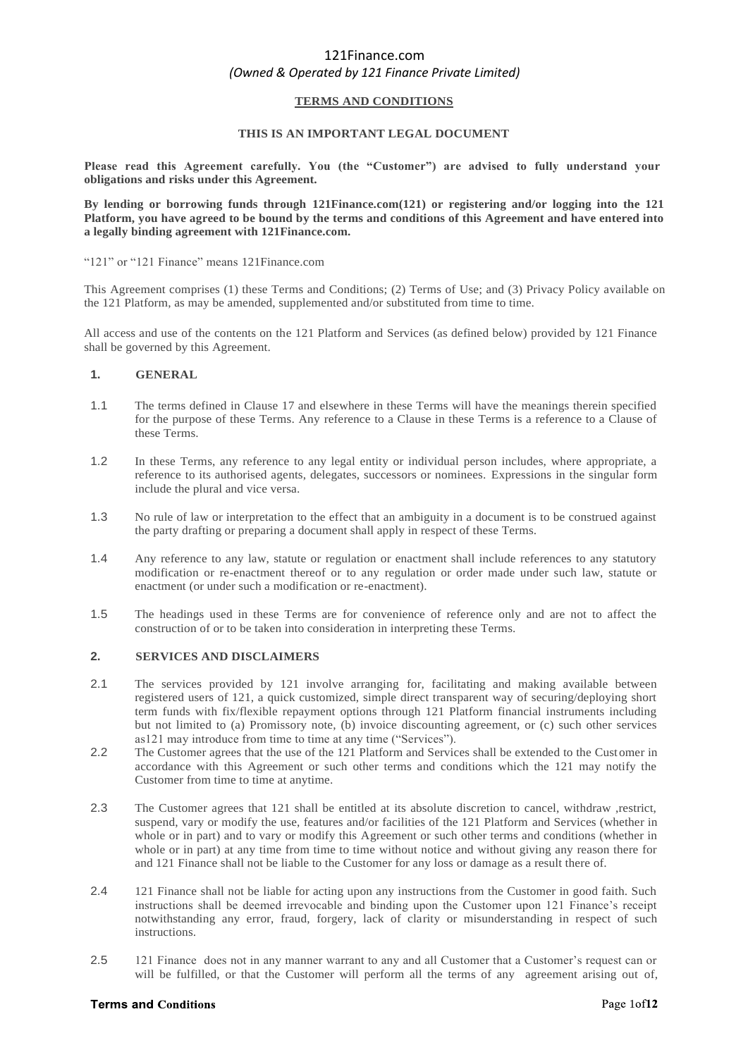121Finance.com

*(Owned & Operated by 121 Finance Private Limited)*

**TERMS AND CONDITIONS**

**THIS IS AN IMPORTANT LEGAL DOCUMENT**

**Please read this Agreement carefully. You (the "Customer") are advised to fully understand your obligations and risks under this Agreement.**

**By lending or borrowing funds through 121Finance.com(121) or registering and/or logging into the 121 Platform, you have agreed to be bound by the terms and conditions of this Agreement and have entered into a legally binding agreement with 121Finance.com.**

"121" or "121 Finance" means 121Finance.com

This Agreement comprises (1) these Terms and Conditions; (2) Terms of Use; and (3) Privacy Policy available on the 121 Platform, as may be amended, supplemented and/or substituted from time to time.

All access and use of the contents on the 121 Platform and Services (as defined below) provided by 121 Finance shall be governed by this Agreement.

## 1. GENERAL

1.1 The terms defined in Clause 17 and elsewhere in these Terms will have the meanings therein specified for the purpose of these Terms. Any reference to a Clause in these Terms is a reference to a Clause of these Terms.

1.2 In these Terms, any reference to any legal entity or individual person includes, where appropriate, a reference to its authorised agents, delegates, successors or nominees. Expressions in the singular form include the plural and vice versa.

1.3 No rule of law or interpretation to the effect that an ambiguity in a document is to be construed against the party drafting or preparing a document shall apply in respect of these Terms.

1.4 Any reference to any law, statute or regulation or enactment shall include references to any statutory modification or re-enactment thereof or to any regulation or order made under such law, statute or enactment (or under such a modification or re-enactment).

1.5 The headings used in these Terms are for convenience of reference only and are not to affect the construction of or to be taken into consideration in interpreting these Terms.

## 2. SERVICES AND DISCLAIMERS

2.1 The services provided by 121 involve arranging for, facilitating and making available between registered users of 121, a quick customized, simple direct transparent way of securing/deploying short term funds with fix/flexible repayment options through 121 Platform financial instruments including but not limited to (a) Promissory note, (b) invoice discounting agreement, or (c) such other services as121 may introduce from time to time at any time ("Services").

2.2 The Customer agrees that the use of the 121 Platform and Services shall be extended to the Customer in accordance with this Agreement or such other terms and conditions which the 121 may notify the Customer from time to time at anytime.

2.3 The Customer agrees that 121 shall be entitled at its absolute discretion to cancel, withdraw ,restrict, suspend, vary or modify the use, features and/or facilities of the 121 Platform and Services (whether in whole or in part) and to vary or modify this Agreement or such other terms and conditions (whether in whole or in part) at any time from time to time without notice and without giving any reason there for and 121 Finance shall not be liable to the Customer for any loss or damage as a result there of.

2.4 121 Finance shall not be liable for acting upon any instructions from the Customer in good faith. Such instructions shall be deemed irrevocable and binding upon the Customer upon 121 Finance's receipt notwithstanding any error, fraud, forgery, lack of clarity or misunderstanding in respect of such instructions.

2.5 121 Finance does not in any manner warrant to any and all Customer that a Customer's request can or will be fulfilled, or that the Customer will perform all the terms of any agreement arising out of,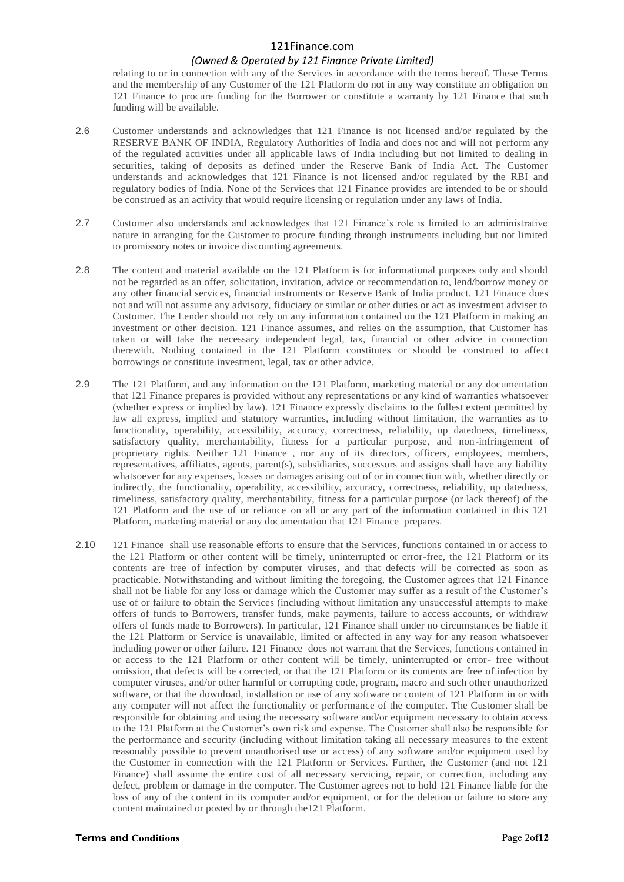relating to or in connection with any of the Services in accordance with the terms hereof. These Terms and the membership of any Customer of the 121 Platform do not in any way constitute an obligation on 121 Finance to procure funding for the Borrower or constitute a warranty by 121 Finance that such funding will be available.

2.6 Customer understands and acknowledges that 121 Finance is not licensed and/or regulated by the RESERVE BANK OF INDIA, Regulatory Authorities of India and does not and will not perform any of the regulated activities under all applicable laws of India including but not limited to dealing in securities, taking of deposits as defined under the Reserve Bank of India Act. The Customer understands and acknowledges that 121 Finance is not licensed and/or regulated by the RBI and regulatory bodies of India. None of the Services that 121 Finance provides are intended to be or should be construed as an activity that would require licensing or regulation under any laws of India.

2.7 Customer also understands and acknowledges that 121 Finance's role is limited to an administrative nature in arranging for the Customer to procure funding through instruments including but not limited to promissory notes or invoice discounting agreements.

2.8 The content and material available on the 121 Platform is for informational purposes only and should not be regarded as an offer, solicitation, invitation, advice or recommendation to, lend/borrow money or any other financial services, financial instruments or Reserve Bank of India product. 121 Finance does not and will not assume any advisory, fiduciary or similar or other duties or act as investment adviser to Customer. The Lender should not rely on any information contained on the 121 Platform in making an investment or other decision. 121 Finance assumes, and relies on the assumption, that Customer has taken or will take the necessary independent legal, tax, financial or other advice in connection therewith. Nothing contained in the 121 Platform constitutes or should be construed to affect borrowings or constitute investment, legal, tax or other advice.

2.9 The 121 Platform, and any information on the 121 Platform, marketing material or any documentation that 121 Finance prepares is provided without any representations or any kind of warranties whatsoever (whether express or implied by law). 121 Finance expressly disclaims to the fullest extent permitted by law all express, implied and statutory warranties, including without limitation, the warranties as to functionality, operability, accessibility, accuracy, correctness, reliability, up datedness, timeliness, satisfactory quality, merchantability, fitness for a particular purpose, and non-infringement of proprietary rights. Neither 121 Finance , nor any of its directors, officers, employees, members, representatives, affiliates, agents, parent(s), subsidiaries, successors and assigns shall have any liability whatsoever for any expenses, losses or damages arising out of or in connection with, whether directly or indirectly, the functionality, operability, accessibility, accuracy, correctness, reliability, up datedness, timeliness, satisfactory quality, merchantability, fitness for a particular purpose (or lack thereof) of the 121 Platform and the use of or reliance on all or any part of the information contained in this 121 Platform, marketing material or any documentation that 121 Finance prepares.

2.10 121 Finance shall use reasonable efforts to ensure that the Services, functions contained in or access to the 121 Platform or other content will be timely, uninterrupted or error-free, the 121 Platform or its contents are free of infection by computer viruses, and that defects will be corrected as soon as practicable. Notwithstanding and without limiting the foregoing, the Customer agrees that 121 Finance shall not be liable for any loss or damage which the Customer may suffer as a result of the Customer's use of or failure to obtain the Services (including without limitation any unsuccessful attempts to make offers of funds to Borrowers, transfer funds, make payments, failure to access accounts, or withdraw offers of funds made to Borrowers). In particular, 121 Finance shall under no circumstances be liable if the 121 Platform or Service is unavailable, limited or affected in any way for any reason whatsoever including power or other failure. 121 Finance does not warrant that the Services, functions contained in or access to the 121 Platform or other content will be timely, uninterrupted or error- free without omission, that defects will be corrected, or that the 121 Platform or its contents are free of infection by computer viruses, and/or other harmful or corrupting code, program, macro and such other unauthorized software, or that the download, installation or use of any software or content of 121 Platform in or with any computer will not affect the functionality or performance of the computer. The Customer shall be responsible for obtaining and using the necessary software and/or equipment necessary to obtain access to the 121 Platform at the Customer's own risk and expense. The Customer shall also be responsible for the performance and security (including without limitation taking all necessary measures to the extent reasonably possible to prevent unauthorised use or access) of any software and/or equipment used by the Customer in connection with the 121 Platform or Services. Further, the Customer (and not 121 Finance) shall assume the entire cost of all necessary servicing, repair, or correction, including any defect, problem or damage in the computer. The Customer agrees not to hold 121 Finance liable for the loss of any of the content in its computer and/or equipment, or for the deletion or failure to store any content maintained or posted by or through the121 Platform.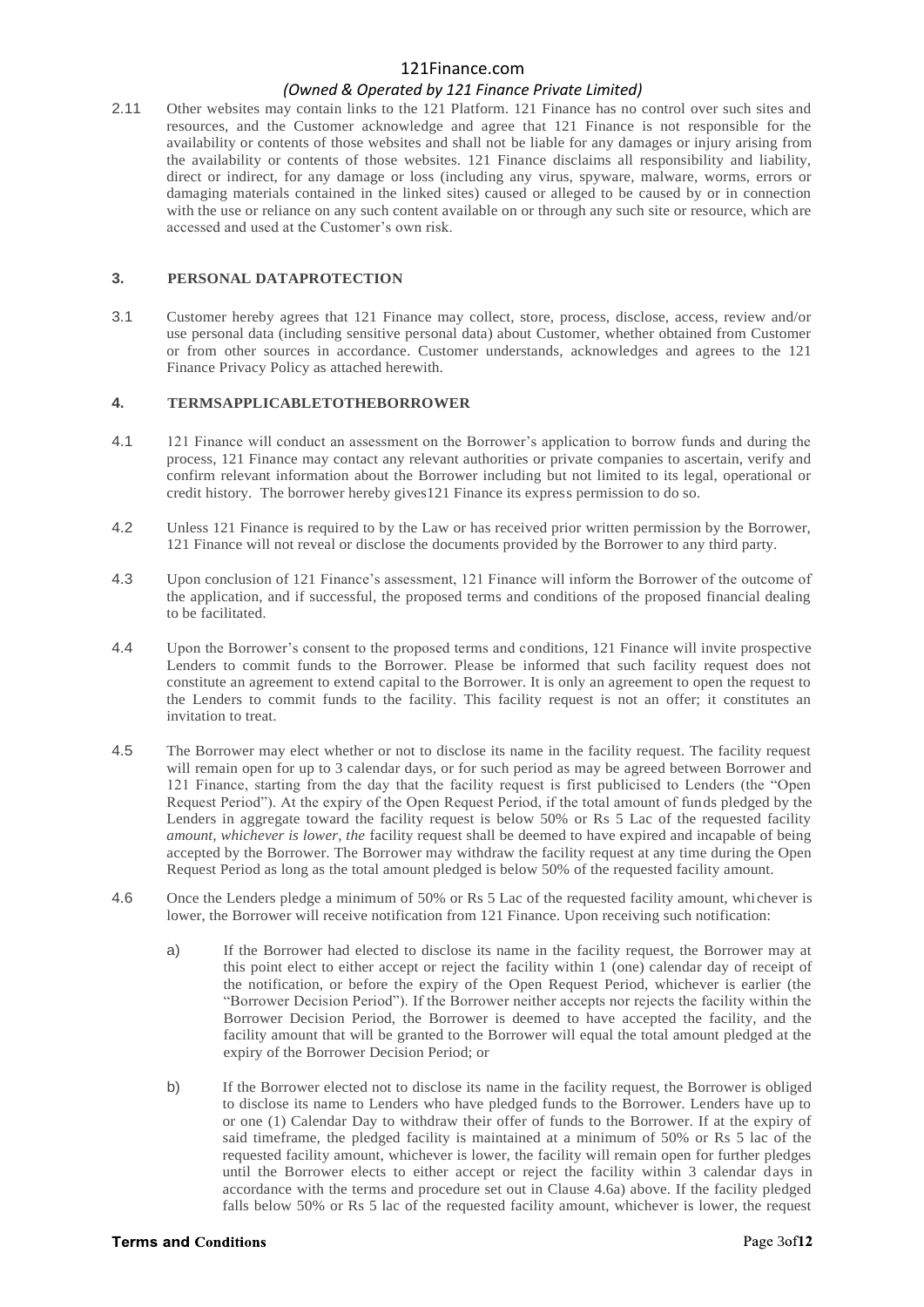2.11 Other websites may contain links to the 121 Platform. 121 Finance has no control over such sites and resources, and the Customer acknowledge and agree that 121 Finance is not responsible for the availability or contents of those websites and shall not be liable for any damages or injury arising from the availability or contents of those websites. 121 Finance disclaims all responsibility and liability, direct or indirect, for any damage or loss (including any virus, spyware, malware, worms, errors or damaging materials contained in the linked sites) caused or alleged to be caused by or in connection with the use or reliance on any such content available on or through any such site or resource, which are accessed and used at the Customer's own risk.

## 3. PERSONAL DATAPROTECTION

3.1 Customer hereby agrees that 121 Finance may collect, store, process, disclose, access, review and/or use personal data (including sensitive personal data) about Customer, whether obtained from Customer or from other sources in accordance. Customer understands, acknowledges and agrees to the 121 Finance Privacy Policy as attached herewith.

## 4. TERMSAPPLICABLETOTHEBORROWER

4.1 121 Finance will conduct an assessment on the Borrower's application to borrow funds and during the process, 121 Finance may contact any relevant authorities or private companies to ascertain, verify and confirm relevant information about the Borrower including but not limited to its legal, operational or credit history. The borrower hereby gives121 Finance its express permission to do so.

4.2 Unless 121 Finance is required to by the Law or has received prior written permission by the Borrower, 121 Finance will not reveal or disclose the documents provided by the Borrower to any third party.

4.3 Upon conclusion of 121 Finance's assessment, 121 Finance will inform the Borrower of the outcome of the application, and if successful, the proposed terms and conditions of the proposed financial dealing to be facilitated.

4.4 Upon the Borrower's consent to the proposed terms and conditions, 121 Finance will invite prospective Lenders to commit funds to the Borrower. Please be informed that such facility request does not constitute an agreement to extend capital to the Borrower. It is only an agreement to open the request to the Lenders to commit funds to the facility. This facility request is not an offer; it constitutes an invitation to treat.

4.5 The Borrower may elect whether or not to disclose its name in the facility request. The facility request will remain open for up to 3 calendar days, or for such period as may be agreed between Borrower and 121 Finance, starting from the day that the facility request is first publicised to Lenders (the "Open Request Period"). At the expiry of the Open Request Period, if the total amount of funds pledged by the Lenders in aggregate toward the facility request is below 50% or Rs 5 Lac of the requested facility *amount, whichever is lower, the* facility request shall be deemed to have expired and incapable of being accepted by the Borrower. The Borrower may withdraw the facility request at any time during the Open Request Period as long as the total amount pledged is below 50% of the requested facility amount.

4.6 Once the Lenders pledge a minimum of 50% or Rs 5 Lac of the requested facility amount, whichever is lower, the Borrower will receive notification from 121 Finance. Upon receiving such notification:

a) If the Borrower had elected to disclose its name in the facility request, the Borrower may at this point elect to either accept or reject the facility within 1 (one) calendar day of receipt of the notification, or before the expiry of the Open Request Period, whichever is earlier (the "Borrower Decision Period"). If the Borrower neither accepts nor rejects the facility within the Borrower Decision Period, the Borrower is deemed to have accepted the facility, and the facility amount that will be granted to the Borrower will equal the total amount pledged at the expiry of the Borrower Decision Period; or

b) If the Borrower elected not to disclose its name in the facility request, the Borrower is obliged to disclose its name to Lenders who have pledged funds to the Borrower. Lenders have up to or one (1) Calendar Day to withdraw their offer of funds to the Borrower. If at the expiry of said timeframe, the pledged facility is maintained at a minimum of 50% or Rs 5 lac of the requested facility amount, whichever is lower, the facility will remain open for further pledges until the Borrower elects to either accept or reject the facility within 3 calendar days in accordance with the terms and procedure set out in Clause 4.6a) above. If the facility pledged falls below 50% or Rs 5 lac of the requested facility amount, whichever is lower, the request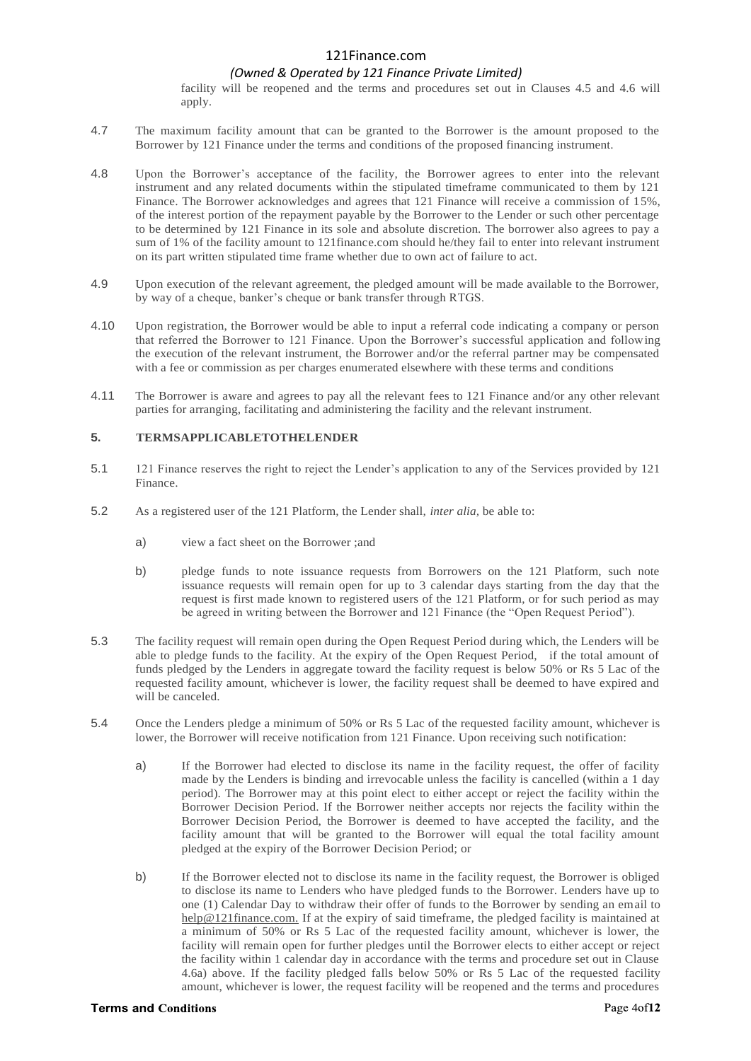facility will be reopened and the terms and procedures set out in Clauses 4.5 and 4.6 will apply.

4.7 The maximum facility amount that can be granted to the Borrower is the amount proposed to the Borrower by 121 Finance under the terms and conditions of the proposed financing instrument.

4.8 Upon the Borrower's acceptance of the facility, the Borrower agrees to enter into the relevant instrument and any related documents within the stipulated timeframe communicated to them by 121 Finance. The Borrower acknowledges and agrees that 121 Finance will receive a commission of 15%, of the interest portion of the repayment payable by the Borrower to the Lender or such other percentage to be determined by 121 Finance in its sole and absolute discretion. The borrower also agrees to pay a sum of 1% of the facility amount to 121finance.com should he/they fail to enter into relevant instrument on its part written stipulated time frame whether due to own act of failure to act.

4.9 Upon execution of the relevant agreement, the pledged amount will be made available to the Borrower, by way of a cheque, banker's cheque or bank transfer through RTGS.

4.10 Upon registration, the Borrower would be able to input a referral code indicating a company or person that referred the Borrower to 121 Finance. Upon the Borrower's successful application and following the execution of the relevant instrument, the Borrower and/or the referral partner may be compensated with a fee or commission as per charges enumerated elsewhere with these terms and conditions

4.11 The Borrower is aware and agrees to pay all the relevant fees to 121 Finance and/or any other relevant parties for arranging, facilitating and administering the facility and the relevant instrument.

## 5. TERMSAPPLICABLETOTHELENDER

5.1 121 Finance reserves the right to reject the Lender's application to any of the Services provided by 121 Finance.

5.2 As a registered user of the 121 Platform, the Lender shall, *inter alia,* be able to:

a) view a fact sheet on the Borrower ;and

b) pledge funds to note issuance requests from Borrowers on the 121 Platform, such note issuance requests will remain open for up to 3 calendar days starting from the day that the request is first made known to registered users of the 121 Platform, or for such period as may be agreed in writing between the Borrower and 121 Finance (the "Open Request Period").

5.3 The facility request will remain open during the Open Request Period during which, the Lenders will be able to pledge funds to the facility. At the expiry of the Open Request Period, if the total amount of funds pledged by the Lenders in aggregate toward the facility request is below 50% or Rs 5 Lac of the requested facility amount, whichever is lower, the facility request shall be deemed to have expired and will be canceled.

5.4 Once the Lenders pledge a minimum of 50% or Rs 5 Lac of the requested facility amount, whichever is lower, the Borrower will receive notification from 121 Finance. Upon receiving such notification:

a) If the Borrower had elected to disclose its name in the facility request, the offer of facility made by the Lenders is binding and irrevocable unless the facility is cancelled (within a 1 day period). The Borrower may at this point elect to either accept or reject the facility within the Borrower Decision Period. If the Borrower neither accepts nor rejects the facility within the Borrower Decision Period, the Borrower is deemed to have accepted the facility, and the facility amount that will be granted to the Borrower will equal the total facility amount pledged at the expiry of the Borrower Decision Period; or

b) If the Borrower elected not to disclose its name in the facility request, the Borrower is obliged to disclose its name to Lenders who have pledged funds to the Borrower. Lenders have up to one (1) Calendar Day to withdraw their offer of funds to the Borrower by sending an email to help@121finance.com. If at the expiry of said timeframe, the pledged facility is maintained at a minimum of 50% or Rs 5 Lac of the requested facility amount, whichever is lower, the facility will remain open for further pledges until the Borrower elects to either accept or reject the facility within 1 calendar day in accordance with the terms and procedure set out in Clause 4.6a) above. If the facility pledged falls below 50% or Rs 5 Lac of the requested facility amount, whichever is lower, the request facility will be reopened and the terms and procedures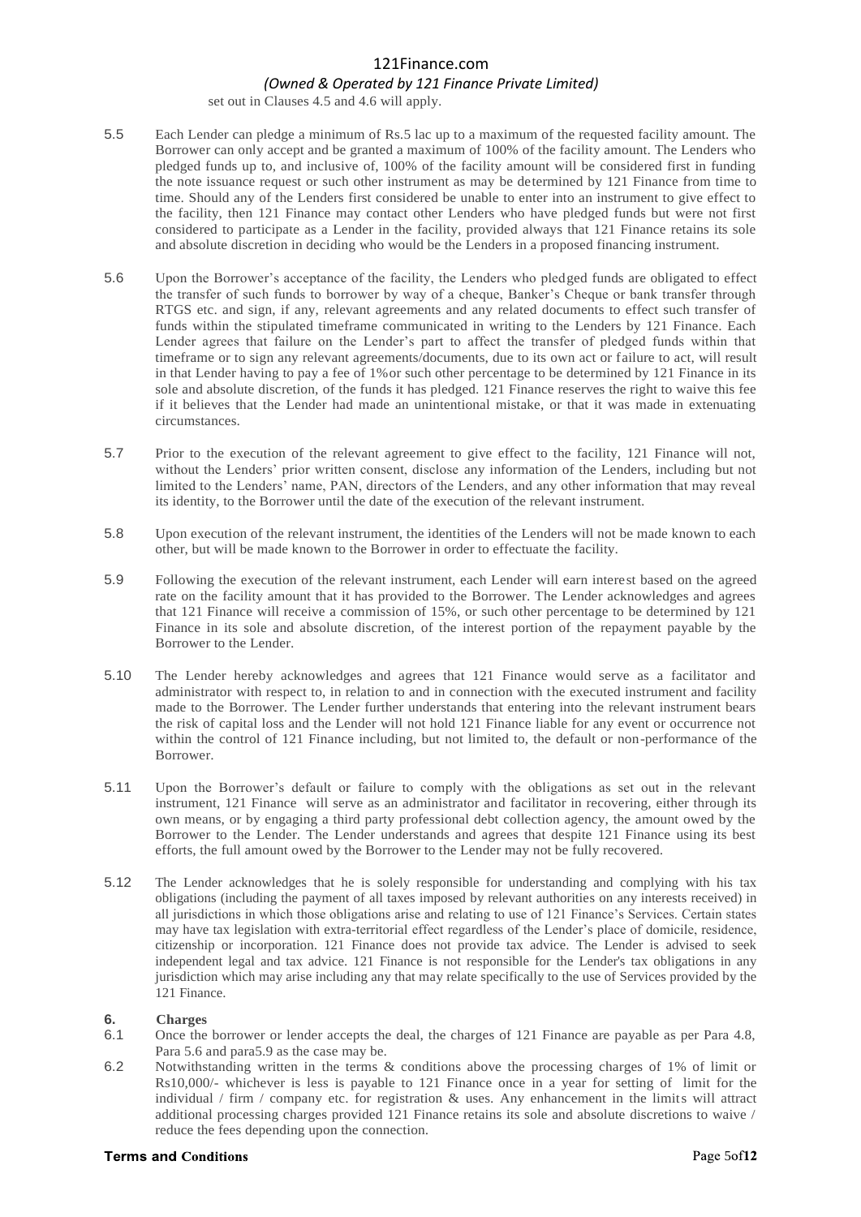set out in Clauses 4.5 and 4.6 will apply.

5.5 Each Lender can pledge a minimum of Rs.5 lac up to a maximum of the requested facility amount. The Borrower can only accept and be granted a maximum of 100% of the facility amount. The Lenders who pledged funds up to, and inclusive of, 100% of the facility amount will be considered first in funding the note issuance request or such other instrument as may be determined by 121 Finance from time to time. Should any of the Lenders first considered be unable to enter into an instrument to give effect to the facility, then 121 Finance may contact other Lenders who have pledged funds but were not first considered to participate as a Lender in the facility, provided always that 121 Finance retains its sole and absolute discretion in deciding who would be the Lenders in a proposed financing instrument.

5.6 Upon the Borrower's acceptance of the facility, the Lenders who pledged funds are obligated to effect the transfer of such funds to borrower by way of a cheque, Banker's Cheque or bank transfer through RTGS etc. and sign, if any, relevant agreements and any related documents to effect such transfer of funds within the stipulated timeframe communicated in writing to the Lenders by 121 Finance. Each Lender agrees that failure on the Lender's part to affect the transfer of pledged funds within that timeframe or to sign any relevant agreements/documents, due to its own act or failure to act, will result in that Lender having to pay a fee of 1%or such other percentage to be determined by 121 Finance in its sole and absolute discretion, of the funds it has pledged. 121 Finance reserves the right to waive this fee if it believes that the Lender had made an unintentional mistake, or that it was made in extenuating circumstances.

5.7 Prior to the execution of the relevant agreement to give effect to the facility, 121 Finance will not, without the Lenders' prior written consent, disclose any information of the Lenders, including but not limited to the Lenders' name, PAN, directors of the Lenders, and any other information that may reveal its identity, to the Borrower until the date of the execution of the relevant instrument.

5.8 Upon execution of the relevant instrument, the identities of the Lenders will not be made known to each other, but will be made known to the Borrower in order to effectuate the facility.

5.9 Following the execution of the relevant instrument, each Lender will earn interest based on the agreed rate on the facility amount that it has provided to the Borrower. The Lender acknowledges and agrees that 121 Finance will receive a commission of 15%, or such other percentage to be determined by 121 Finance in its sole and absolute discretion, of the interest portion of the repayment payable by the Borrower to the Lender.

5.10 The Lender hereby acknowledges and agrees that 121 Finance would serve as a facilitator and administrator with respect to, in relation to and in connection with the executed instrument and facility made to the Borrower. The Lender further understands that entering into the relevant instrument bears the risk of capital loss and the Lender will not hold 121 Finance liable for any event or occurrence not within the control of 121 Finance including, but not limited to, the default or non-performance of the Borrower.

5.11 Upon the Borrower's default or failure to comply with the obligations as set out in the relevant instrument, 121 Finance will serve as an administrator and facilitator in recovering, either through its own means, or by engaging a third party professional debt collection agency, the amount owed by the Borrower to the Lender. The Lender understands and agrees that despite 121 Finance using its best efforts, the full amount owed by the Borrower to the Lender may not be fully recovered.

5.12 The Lender acknowledges that he is solely responsible for understanding and complying with his tax obligations (including the payment of all taxes imposed by relevant authorities on any interests received) in all jurisdictions in which those obligations arise and relating to use of 121 Finance's Services. Certain states may have tax legislation with extra-territorial effect regardless of the Lender's place of domicile, residence, citizenship or incorporation. 121 Finance does not provide tax advice. The Lender is advised to seek independent legal and tax advice. 121 Finance is not responsible for the Lender's tax obligations in any jurisdiction which may arise including any that may relate specifically to the use of Services provided by the 121 Finance.

## 6. Charges

6.1 Once the borrower or lender accepts the deal, the charges of 121 Finance are payable as per Para 4.8, Para 5.6 and para5.9 as the case may be.

6.2 Notwithstanding written in the terms & conditions above the processing charges of 1% of limit or Rs10,000/- whichever is less is payable to 121 Finance once in a year for setting of limit for the individual / firm / company etc. for registration & uses. Any enhancement in the limits will attract additional processing charges provided 121 Finance retains its sole and absolute discretions to waive / reduce the fees depending upon the connection.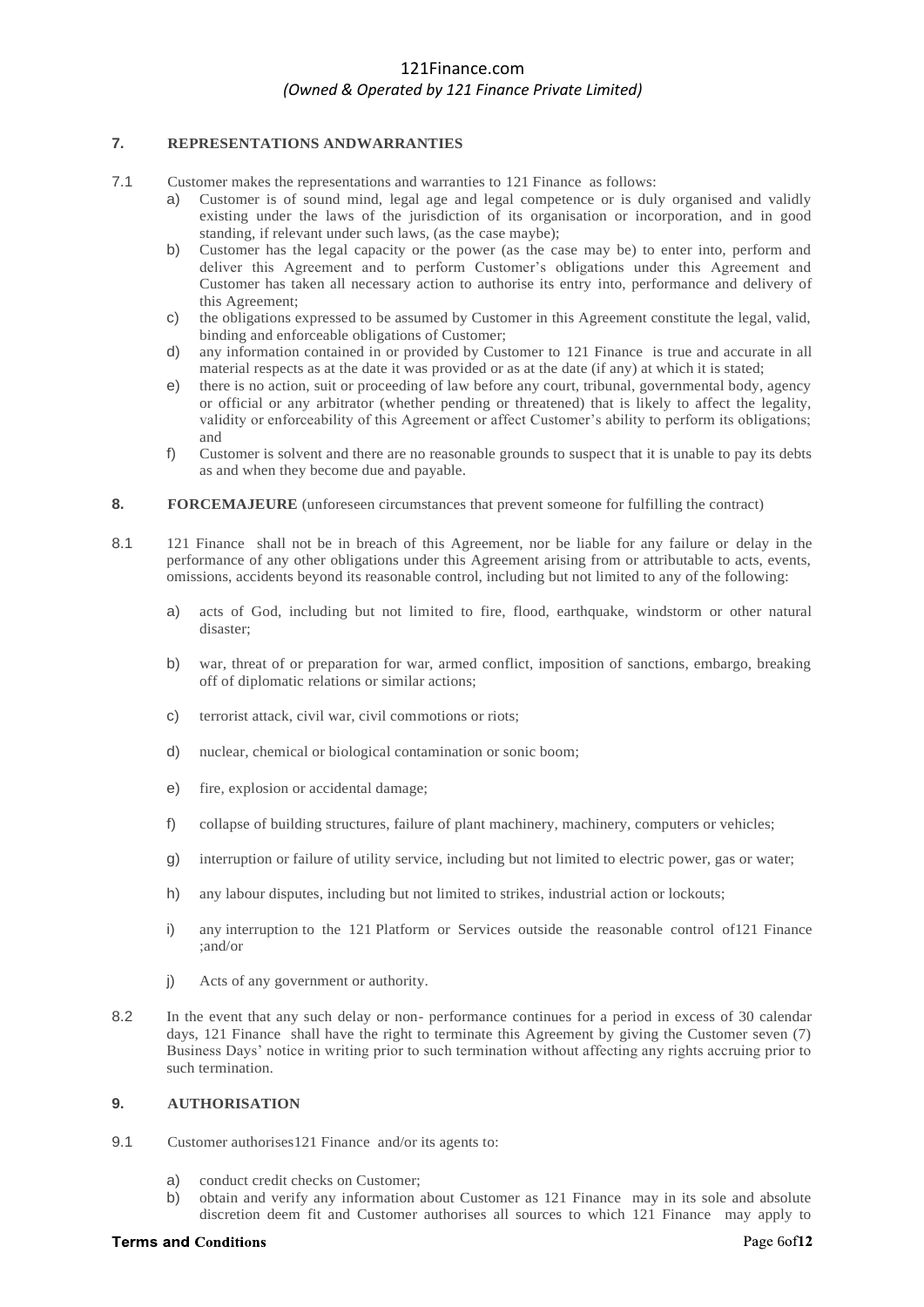### 7. REPRESENTATIONS ANDWARRANTIES

7.1 Customer makes the representations and warranties to 121 Finance as follows:

a) Customer is of sound mind, legal age and legal competence or is duly organised and validly existing under the laws of the jurisdiction of its organisation or incorporation, and in good standing, if relevant under such laws, (as the case maybe);

b) Customer has the legal capacity or the power (as the case may be) to enter into, perform and deliver this Agreement and to perform Customer's obligations under this Agreement and Customer has taken all necessary action to authorise its entry into, performance and delivery of this Agreement;

c) the obligations expressed to be assumed by Customer in this Agreement constitute the legal, valid, binding and enforceable obligations of Customer;

d) any information contained in or provided by Customer to 121 Finance is true and accurate in all material respects as at the date it was provided or as at the date (if any) at which it is stated;

e) there is no action, suit or proceeding of law before any court, tribunal, governmental body, agency or official or any arbitrator (whether pending or threatened) that is likely to affect the legality, validity or enforceability of this Agreement or affect Customer's ability to perform its obligations; and

f) Customer is solvent and there are no reasonable grounds to suspect that it is unable to pay its debts as and when they become due and payable.

### 8. FORCEMAJEURE (unforeseen circumstances that prevent someone for fulfilling the contract)

8.1 121 Finance shall not be in breach of this Agreement, nor be liable for any failure or delay in the performance of any other obligations under this Agreement arising from or attributable to acts, events, omissions, accidents beyond its reasonable control, including but not limited to any of the following:

a) acts of God, including but not limited to fire, flood, earthquake, windstorm or other natural disaster;

b) war, threat of or preparation for war, armed conflict, imposition of sanctions, embargo, breaking off of diplomatic relations or similar actions;

c) terrorist attack, civil war, civil commotions or riots;

d) nuclear, chemical or biological contamination or sonic boom;

e) fire, explosion or accidental damage;

f) collapse of building structures, failure of plant machinery, machinery, computers or vehicles;

g) interruption or failure of utility service, including but not limited to electric power, gas or water;

h) any labour disputes, including but not limited to strikes, industrial action or lockouts;

i) any interruption to the 121 Platform or Services outside the reasonable control of121 Finance ;and/or

j) Acts of any government or authority.

8.2 In the event that any such delay or non- performance continues for a period in excess of 30 calendar days, 121 Finance shall have the right to terminate this Agreement by giving the Customer seven (7) Business Days' notice in writing prior to such termination without affecting any rights accruing prior to such termination.

### 9. AUTHORISATION

9.1 Customer authorises121 Finance and/or its agents to:

a) conduct credit checks on Customer;

b) obtain and verify any information about Customer as 121 Finance may in its sole and absolute discretion deem fit and Customer authorises all sources to which 121 Finance may apply to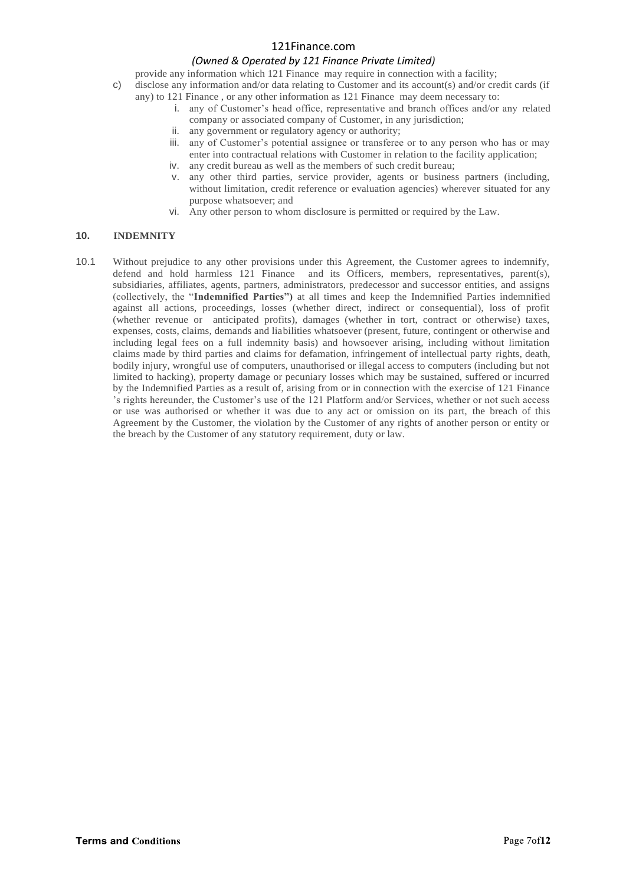provide any information which 121 Finance may require in connection with a facility;

c) disclose any information and/or data relating to Customer and its account(s) and/or credit cards (if any) to 121 Finance , or any other information as 121 Finance may deem necessary to:
   i. any of Customer's head office, representative and branch offices and/or any related company or associated company of Customer, in any jurisdiction;
   ii. any government or regulatory agency or authority;
   iii. any of Customer's potential assignee or transferee or to any person who has or may enter into contractual relations with Customer in relation to the facility application;
   iv. any credit bureau as well as the members of such credit bureau;
   v. any other third parties, service provider, agents or business partners (including, without limitation, credit reference or evaluation agencies) wherever situated for any purpose whatsoever; and
   vi. Any other person to whom disclosure is permitted or required by the Law.

## 10. INDEMNITY

10.1 Without prejudice to any other provisions under this Agreement, the Customer agrees to indemnify, defend and hold harmless 121 Finance and its Officers, members, representatives, parent(s), subsidiaries, affiliates, agents, partners, administrators, predecessor and successor entities, and assigns (collectively, the "**Indemnified Parties")** at all times and keep the Indemnified Parties indemnified against all actions, proceedings, losses (whether direct, indirect or consequential), loss of profit (whether revenue or anticipated profits), damages (whether in tort, contract or otherwise) taxes, expenses, costs, claims, demands and liabilities whatsoever (present, future, contingent or otherwise and including legal fees on a full indemnity basis) and howsoever arising, including without limitation claims made by third parties and claims for defamation, infringement of intellectual party rights, death, bodily injury, wrongful use of computers, unauthorised or illegal access to computers (including but not limited to hacking), property damage or pecuniary losses which may be sustained, suffered or incurred by the Indemnified Parties as a result of, arising from or in connection with the exercise of 121 Finance 's rights hereunder, the Customer's use of the 121 Platform and/or Services, whether or not such access or use was authorised or whether it was due to any act or omission on its part, the breach of this Agreement by the Customer, the violation by the Customer of any rights of another person or entity or the breach by the Customer of any statutory requirement, duty or law.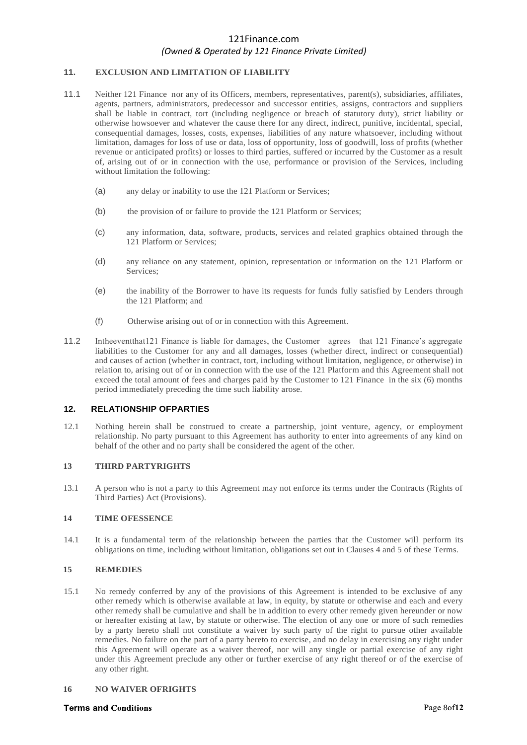## 11. EXCLUSION AND LIMITATION OF LIABILITY

11.1 Neither 121 Finance nor any of its Officers, members, representatives, parent(s), subsidiaries, affiliates, agents, partners, administrators, predecessor and successor entities, assigns, contractors and suppliers shall be liable in contract, tort (including negligence or breach of statutory duty), strict liability or otherwise howsoever and whatever the cause there for any direct, indirect, punitive, incidental, special, consequential damages, losses, costs, expenses, liabilities of any nature whatsoever, including without limitation, damages for loss of use or data, loss of opportunity, loss of goodwill, loss of profits (whether revenue or anticipated profits) or losses to third parties, suffered or incurred by the Customer as a result of, arising out of or in connection with the use, performance or provision of the Services, including without limitation the following:

(a) any delay or inability to use the 121 Platform or Services;

(b) the provision of or failure to provide the 121 Platform or Services;

(c) any information, data, software, products, services and related graphics obtained through the 121 Platform or Services;

(d) any reliance on any statement, opinion, representation or information on the 121 Platform or Services;

(e) the inability of the Borrower to have its requests for funds fully satisfied by Lenders through the 121 Platform; and

(f) Otherwise arising out of or in connection with this Agreement.

11.2 Intheeventthat121 Finance is liable for damages, the Customer agrees that 121 Finance's aggregate liabilities to the Customer for any and all damages, losses (whether direct, indirect or consequential) and causes of action (whether in contract, tort, including without limitation, negligence, or otherwise) in relation to, arising out of or in connection with the use of the 121 Platform and this Agreement shall not exceed the total amount of fees and charges paid by the Customer to 121 Finance in the six (6) months period immediately preceding the time such liability arose.

## 12. RELATIONSHIP OFPARTIES

12.1 Nothing herein shall be construed to create a partnership, joint venture, agency, or employment relationship. No party pursuant to this Agreement has authority to enter into agreements of any kind on behalf of the other and no party shall be considered the agent of the other.

## 13 THIRD PARTYRIGHTS

13.1 A person who is not a party to this Agreement may not enforce its terms under the Contracts (Rights of Third Parties) Act (Provisions).

## 14 TIME OFESSENCE

14.1 It is a fundamental term of the relationship between the parties that the Customer will perform its obligations on time, including without limitation, obligations set out in Clauses 4 and 5 of these Terms.

## 15 REMEDIES

15.1 No remedy conferred by any of the provisions of this Agreement is intended to be exclusive of any other remedy which is otherwise available at law, in equity, by statute or otherwise and each and every other remedy shall be cumulative and shall be in addition to every other remedy given hereunder or now or hereafter existing at law, by statute or otherwise. The election of any one or more of such remedies by a party hereto shall not constitute a waiver by such party of the right to pursue other available remedies. No failure on the part of a party hereto to exercise, and no delay in exercising any right under this Agreement will operate as a waiver thereof, nor will any single or partial exercise of any right under this Agreement preclude any other or further exercise of any right thereof or of the exercise of any other right.

## 16 NO WAIVER OFRIGHTS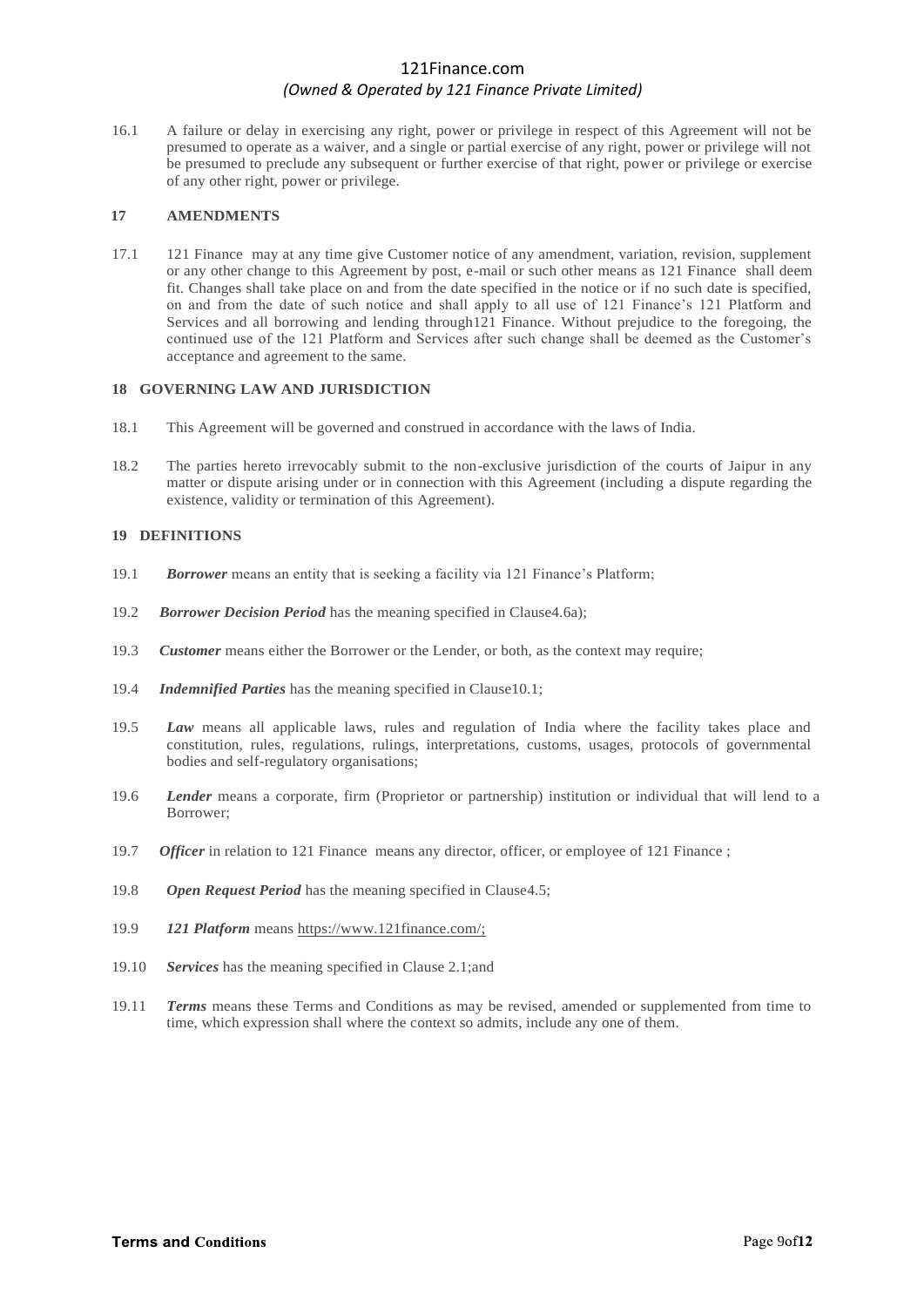16.1 A failure or delay in exercising any right, power or privilege in respect of this Agreement will not be presumed to operate as a waiver, and a single or partial exercise of any right, power or privilege will not be presumed to preclude any subsequent or further exercise of that right, power or privilege or exercise of any other right, power or privilege.

## 17 AMENDMENTS

17.1 121 Finance may at any time give Customer notice of any amendment, variation, revision, supplement or any other change to this Agreement by post, e-mail or such other means as 121 Finance shall deem fit. Changes shall take place on and from the date specified in the notice or if no such date is specified, on and from the date of such notice and shall apply to all use of 121 Finance's 121 Platform and Services and all borrowing and lending through121 Finance. Without prejudice to the foregoing, the continued use of the 121 Platform and Services after such change shall be deemed as the Customer's acceptance and agreement to the same.

## 18 GOVERNING LAW AND JURISDICTION

18.1 This Agreement will be governed and construed in accordance with the laws of India.

18.2 The parties hereto irrevocably submit to the non-exclusive jurisdiction of the courts of Jaipur in any matter or dispute arising under or in connection with this Agreement (including a dispute regarding the existence, validity or termination of this Agreement).

## 19 DEFINITIONS

19.1 ***Borrower*** means an entity that is seeking a facility via 121 Finance's Platform;

19.2 ***Borrower Decision Period*** has the meaning specified in Clause4.6a);

19.3 ***Customer*** means either the Borrower or the Lender, or both, as the context may require;

19.4 ***Indemnified Parties*** has the meaning specified in Clause10.1;

19.5 ***Law*** means all applicable laws, rules and regulation of India where the facility takes place and constitution, rules, regulations, rulings, interpretations, customs, usages, protocols of governmental bodies and self-regulatory organisations;

19.6 ***Lender*** means a corporate, firm (Proprietor or partnership) institution or individual that will lend to a Borrower;

19.7 ***Officer*** in relation to 121 Finance means any director, officer, or employee of 121 Finance ;

19.8 ***Open Request Period*** has the meaning specified in Clause4.5;

19.9 ***121 Platform*** means https://www.121finance.com/;

19.10 ***Services*** has the meaning specified in Clause 2.1;and

19.11 ***Terms*** means these Terms and Conditions as may be revised, amended or supplemented from time to time, which expression shall where the context so admits, include any one of them.